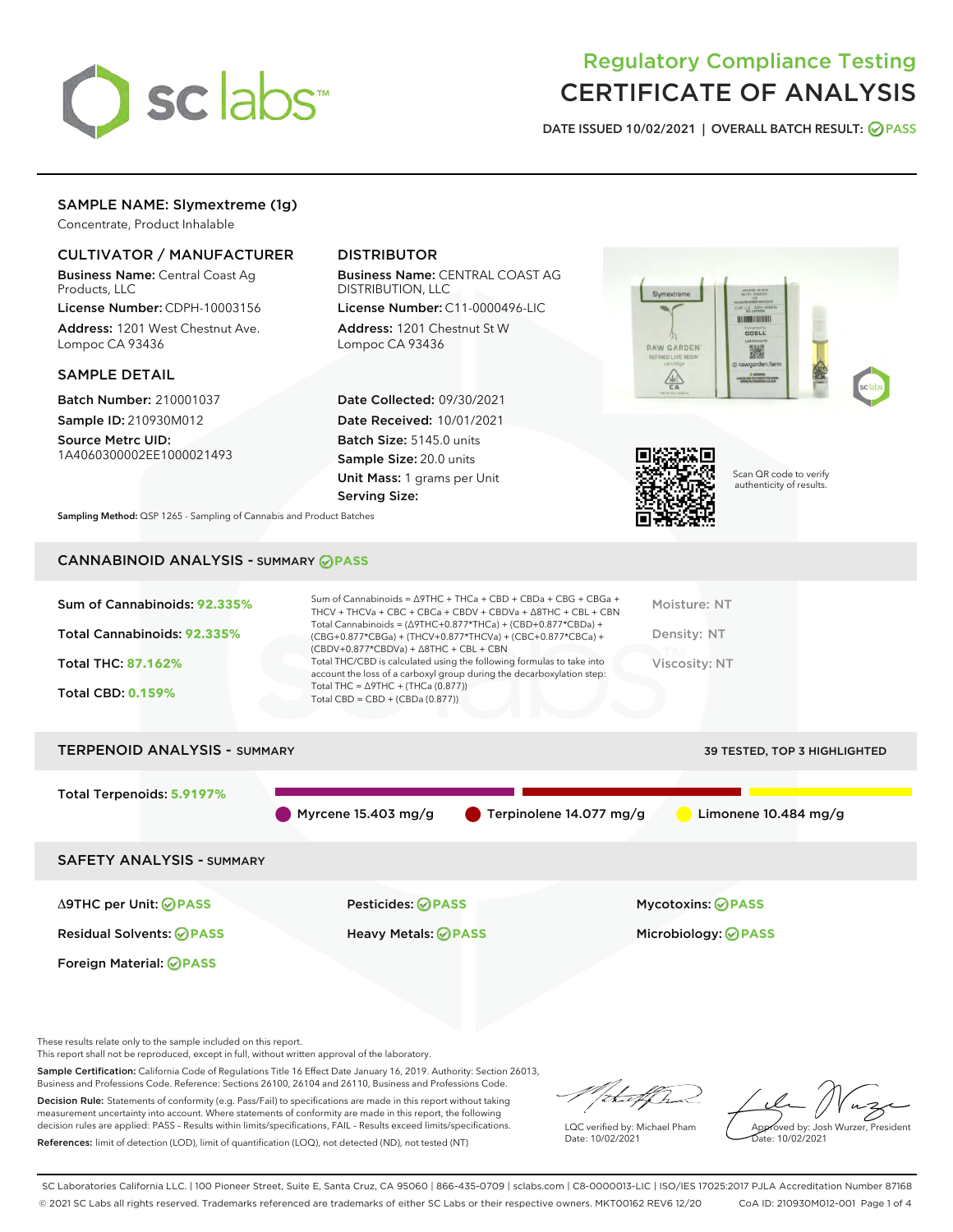# Regulatory Compliance Testing
# CERTIFICATE OF ANALYSIS

DATE ISSUED 10/02/2021 | OVERALL BATCH RESULT: PASS

## SAMPLE NAME: Slymextreme (1g)

Concentrate, Product Inhalable

### CULTIVATOR / MANUFACTURER

**Business Name:** Central Coast Ag Products, LLC

**License Number:** CDPH-10003156

**Address:** 1201 West Chestnut Ave. Lompoc CA 93436

### DISTRIBUTOR

**Business Name:** CENTRAL COAST AG DISTRIBUTION, LLC

**License Number:** C11-0000496-LIC

**Address:** 1201 Chestnut St W Lompoc CA 93436

### SAMPLE DETAIL

**Batch Number:** 210001037

**Sample ID:** 210930M012

**Source Metrc UID:** 1A4060300002EE1000021493

**Date Collected:** 09/30/2021

**Date Received:** 10/01/2021

**Batch Size:** 5145.0 units

**Sample Size:** 20.0 units

**Unit Mass:** 1 grams per Unit

**Serving Size:**

Scan QR code to verify authenticity of results.

**Sampling Method:** QSP 1265 - Sampling of Cannabis and Product Batches

## CANNABINOID ANALYSIS - SUMMARY PASS

**Sum of Cannabinoids:** 92.335%

**Total Cannabinoids:** 92.335%

**Total THC:** 87.162%

**Total CBD:** 0.159%

Sum of Cannabinoids = Δ9THC + THCa + CBD + CBDa + CBG + CBGa + THCV + THCVa + CBC + CBCa + CBDV + CBDVa + Δ8THC + CBL + CBN
Total Cannabinoids = (Δ9THC+0.877*THCa) + (CBD+0.877*CBDa) + (CBG+0.877*CBGa) + (THCV+0.877*THCVa) + (CBC+0.877*CBCa) + (CBDV+0.877*CBDVa) + Δ8THC + CBL + CBN
Total THC/CBD is calculated using the following formulas to take into account the loss of a carboxyl group during the decarboxylation step:
Total THC = Δ9THC + (THCa (0.877))
Total CBD = CBD + (CBDa (0.877))

Moisture: NT

Density: NT

Viscosity: NT

## TERPENOID ANALYSIS - SUMMARY

39 TESTED, TOP 3 HIGHLIGHTED

**Total Terpenoids:** 5.9197%

Myrcene 15.403 mg/g | Terpinolene 14.077 mg/g | Limonene 10.484 mg/g

## SAFETY ANALYSIS - SUMMARY

| | | |
|---|---|---|
| Δ9THC per Unit: PASS | Pesticides: PASS | Mycotoxins: PASS |
| Residual Solvents: PASS | Heavy Metals: PASS | Microbiology: PASS |
| Foreign Material: PASS | | |

These results relate only to the sample included on this report.
This report shall not be reproduced, except in full, without written approval of the laboratory.

**Sample Certification:** California Code of Regulations Title 16 Effect Date January 16, 2019. Authority: Section 26013, Business and Professions Code. Reference: Sections 26100, 26104 and 26110, Business and Professions Code.

**Decision Rule:** Statements of conformity (e.g. Pass/Fail) to specifications are made in this report without taking measurement uncertainty into account. Where statements of conformity are made in this report, the following decision rules are applied: PASS - Results within limits/specifications, FAIL - Results exceed limits/specifications.

**References:** limit of detection (LOD), limit of quantification (LOQ), not detected (ND), not tested (NT)

LQC verified by: Michael Pham
Date: 10/02/2021

Approved by: Josh Wurzer, President
Date: 10/02/2021

SC Laboratories California LLC. | 100 Pioneer Street, Suite E, Santa Cruz, CA 95060 | 866-435-0709 | sclabs.com | C8-0000013-LIC | ISO/IES 17025:2017 PJLA Accreditation Number 87168
© 2021 SC Labs all rights reserved. Trademarks referenced are trademarks of either SC Labs or their respective owners. MKT00162 REV6 12/20 CoA ID: 210930M012-001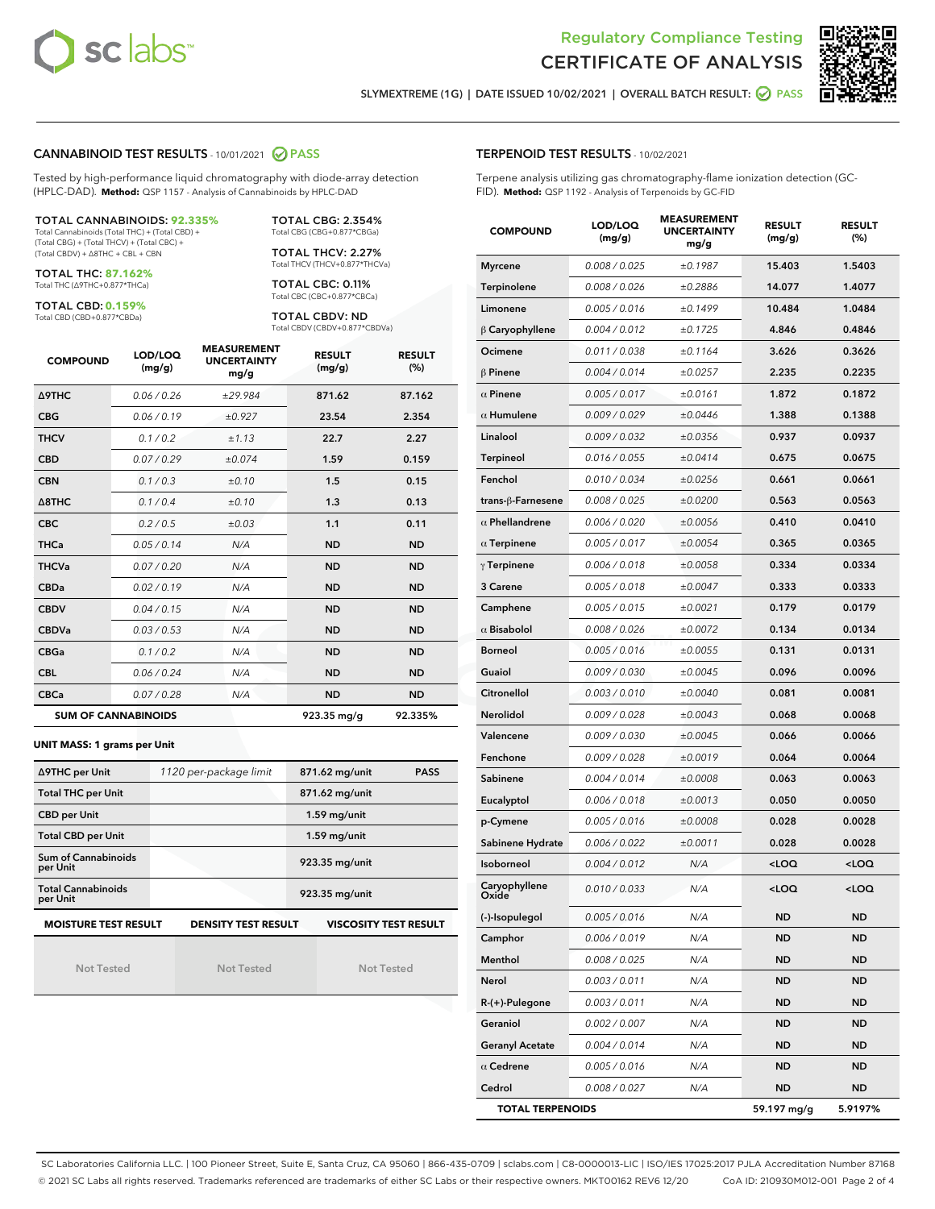Regulatory Compliance Testing
# CERTIFICATE OF ANALYSIS

SLYMEXTREME (1G) | DATE ISSUED 10/02/2021 | OVERALL BATCH RESULT: PASS

## CANNABINOID TEST RESULTS - 10/01/2021 PASS

Tested by high-performance liquid chromatography with diode-array detection (HPLC-DAD). **Method:** QSP 1157 - Analysis of Cannabinoids by HPLC-DAD

**TOTAL CANNABINOIDS: 92.335%**
Total Cannabinoids (Total THC) + (Total CBD) + (Total CBG) + (Total THCV) + (Total CBC) + (Total CBDV) + Δ8THC + CBL + CBN

**TOTAL THC: 87.162%**
Total THC (Δ9THC+0.877*THCa)

**TOTAL CBD: 0.159%**
Total CBD (CBD+0.877*CBDa)

**TOTAL CBG: 2.354%**
Total CBG (CBG+0.877*CBGa)

**TOTAL THCV: 2.27%**
Total THCV (THCV+0.877*THCVa)

**TOTAL CBC: 0.11%**
Total CBC (CBC+0.877*CBCa)

**TOTAL CBDV: ND**
Total CBDV (CBDV+0.877*CBDVa)

| COMPOUND | LOD/LOQ (mg/g) | MEASUREMENT UNCERTAINTY mg/g | RESULT (mg/g) | RESULT (%) |
|---|---|---|---|---|
| Δ9THC | 0.06 / 0.26 | ±29.984 | 871.62 | 87.162 |
| CBG | 0.06 / 0.19 | ±0.927 | 23.54 | 2.354 |
| THCV | 0.1 / 0.2 | ±1.13 | 22.7 | 2.27 |
| CBD | 0.07 / 0.29 | ±0.074 | 1.59 | 0.159 |
| CBN | 0.1 / 0.3 | ±0.10 | 1.5 | 0.15 |
| Δ8THC | 0.1 / 0.4 | ±0.10 | 1.3 | 0.13 |
| CBC | 0.2 / 0.5 | ±0.03 | 1.1 | 0.11 |
| THCa | 0.05 / 0.14 | N/A | ND | ND |
| THCVa | 0.07 / 0.20 | N/A | ND | ND |
| CBDa | 0.02 / 0.19 | N/A | ND | ND |
| CBDV | 0.04 / 0.15 | N/A | ND | ND |
| CBDVa | 0.03 / 0.53 | N/A | ND | ND |
| CBGa | 0.1 / 0.2 | N/A | ND | ND |
| CBL | 0.06 / 0.24 | N/A | ND | ND |
| CBCa | 0.07 / 0.28 | N/A | ND | ND |
| **SUM OF CANNABINOIDS** | | | 923.35 mg/g | 92.335% |

**UNIT MASS: 1 grams per Unit**

| | | | |
|---|---|---|---|
| Δ9THC per Unit | 1120 per-package limit | 871.62 mg/unit | PASS |
| Total THC per Unit | | 871.62 mg/unit | |
| CBD per Unit | | 1.59 mg/unit | |
| Total CBD per Unit | | 1.59 mg/unit | |
| Sum of Cannabinoids per Unit | | 923.35 mg/unit | |
| Total Cannabinoids per Unit | | 923.35 mg/unit | |

| MOISTURE TEST RESULT | DENSITY TEST RESULT | VISCOSITY TEST RESULT |
|---|---|---|
| Not Tested | Not Tested | Not Tested |

## TERPENOID TEST RESULTS - 10/02/2021

Terpene analysis utilizing gas chromatography-flame ionization detection (GC-FID). **Method:** QSP 1192 - Analysis of Terpenoids by GC-FID

| COMPOUND | LOD/LOQ (mg/g) | MEASUREMENT UNCERTAINTY mg/g | RESULT (mg/g) | RESULT (%) |
|---|---|---|---|---|
| Myrcene | 0.008 / 0.025 | ±0.1987 | 15.403 | 1.5403 |
| Terpinolene | 0.008 / 0.026 | ±0.2886 | 14.077 | 1.4077 |
| Limonene | 0.005 / 0.016 | ±0.1499 | 10.484 | 1.0484 |
| β Caryophyllene | 0.004 / 0.012 | ±0.1725 | 4.846 | 0.4846 |
| Ocimene | 0.011 / 0.038 | ±0.1164 | 3.626 | 0.3626 |
| β Pinene | 0.004 / 0.014 | ±0.0257 | 2.235 | 0.2235 |
| α Pinene | 0.005 / 0.017 | ±0.0161 | 1.872 | 0.1872 |
| α Humulene | 0.009 / 0.029 | ±0.0446 | 1.388 | 0.1388 |
| Linalool | 0.009 / 0.032 | ±0.0356 | 0.937 | 0.0937 |
| Terpineol | 0.016 / 0.055 | ±0.0414 | 0.675 | 0.0675 |
| Fenchol | 0.010 / 0.034 | ±0.0256 | 0.661 | 0.0661 |
| trans-β-Farnesene | 0.008 / 0.025 | ±0.0200 | 0.563 | 0.0563 |
| α Phellandrene | 0.006 / 0.020 | ±0.0056 | 0.410 | 0.0410 |
| α Terpinene | 0.005 / 0.017 | ±0.0054 | 0.365 | 0.0365 |
| γ Terpinene | 0.006 / 0.018 | ±0.0058 | 0.334 | 0.0334 |
| 3 Carene | 0.005 / 0.018 | ±0.0047 | 0.333 | 0.0333 |
| Camphene | 0.005 / 0.015 | ±0.0021 | 0.179 | 0.0179 |
| α Bisabolol | 0.008 / 0.026 | ±0.0072 | 0.134 | 0.0134 |
| Borneol | 0.005 / 0.016 | ±0.0055 | 0.131 | 0.0131 |
| Guaiol | 0.009 / 0.030 | ±0.0045 | 0.096 | 0.0096 |
| Citronellol | 0.003 / 0.010 | ±0.0040 | 0.081 | 0.0081 |
| Nerolidol | 0.009 / 0.028 | ±0.0043 | 0.068 | 0.0068 |
| Valencene | 0.009 / 0.030 | ±0.0045 | 0.066 | 0.0066 |
| Fenchone | 0.009 / 0.028 | ±0.0019 | 0.064 | 0.0064 |
| Sabinene | 0.004 / 0.014 | ±0.0008 | 0.063 | 0.0063 |
| Eucalyptol | 0.006 / 0.018 | ±0.0013 | 0.050 | 0.0050 |
| p-Cymene | 0.005 / 0.016 | ±0.0008 | 0.028 | 0.0028 |
| Sabinene Hydrate | 0.006 / 0.022 | ±0.0011 | 0.028 | 0.0028 |
| Isoborneol | 0.004 / 0.012 | N/A | <LOQ | <LOQ |
| Caryophyllene Oxide | 0.010 / 0.033 | N/A | <LOQ | <LOQ |
| (-)-Isopulegol | 0.005 / 0.016 | N/A | ND | ND |
| Camphor | 0.006 / 0.019 | N/A | ND | ND |
| Menthol | 0.008 / 0.025 | N/A | ND | ND |
| Nerol | 0.003 / 0.011 | N/A | ND | ND |
| R-(+)-Pulegone | 0.003 / 0.011 | N/A | ND | ND |
| Geraniol | 0.002 / 0.007 | N/A | ND | ND |
| Geranyl Acetate | 0.004 / 0.014 | N/A | ND | ND |
| α Cedrene | 0.005 / 0.016 | N/A | ND | ND |
| Cedrol | 0.008 / 0.027 | N/A | ND | ND |
| **TOTAL TERPENOIDS** | | | 59.197 mg/g | 5.9197% |

SC Laboratories California LLC. | 100 Pioneer Street, Suite E, Santa Cruz, CA 95060 | 866-435-0709 | sclabs.com | C8-0000013-LIC | ISO/IES 17025:2017 PJLA Accreditation Number 87168
© 2021 SC Labs all rights reserved. Trademarks referenced are trademarks of either SC Labs or their respective owners. MKT00162 REV6 12/20 CoA ID: 210930M012-001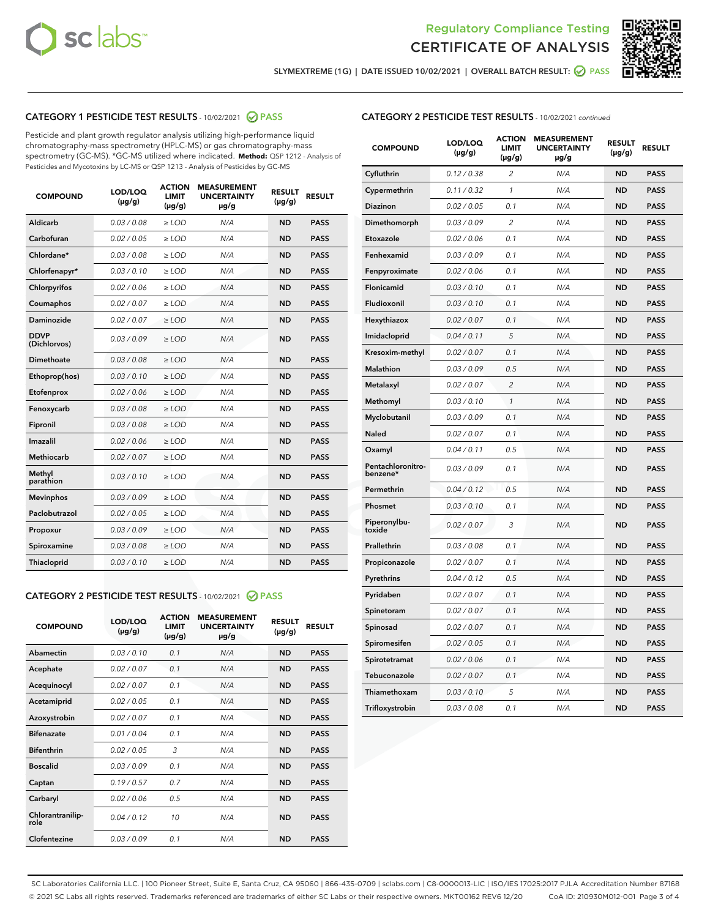Regulatory Compliance Testing
CERTIFICATE OF ANALYSIS

SLYMEXTREME (1G) | DATE ISSUED 10/02/2021 | OVERALL BATCH RESULT: PASS

## CATEGORY 1 PESTICIDE TEST RESULTS - 10/02/2021 PASS

Pesticide and plant growth regulator analysis utilizing high-performance liquid chromatography-mass spectrometry (HPLC-MS) or gas chromatography-mass spectrometry (GC-MS). *GC-MS utilized where indicated. **Method:** QSP 1212 - Analysis of Pesticides and Mycotoxins by LC-MS or QSP 1213 - Analysis of Pesticides by GC-MS

| COMPOUND | LOD/LOQ (µg/g) | ACTION LIMIT (µg/g) | MEASUREMENT UNCERTAINTY µg/g | RESULT (µg/g) | RESULT |
|---|---|---|---|---|---|
| Aldicarb | 0.03 / 0.08 | ≥ LOD | N/A | ND | PASS |
| Carbofuran | 0.02 / 0.05 | ≥ LOD | N/A | ND | PASS |
| Chlordane* | 0.03 / 0.08 | ≥ LOD | N/A | ND | PASS |
| Chlorfenapyr* | 0.03 / 0.10 | ≥ LOD | N/A | ND | PASS |
| Chlorpyrifos | 0.02 / 0.06 | ≥ LOD | N/A | ND | PASS |
| Coumaphos | 0.02 / 0.07 | ≥ LOD | N/A | ND | PASS |
| Daminozide | 0.02 / 0.07 | ≥ LOD | N/A | ND | PASS |
| DDVP (Dichlorvos) | 0.03 / 0.09 | ≥ LOD | N/A | ND | PASS |
| Dimethoate | 0.03 / 0.08 | ≥ LOD | N/A | ND | PASS |
| Ethoprop(hos) | 0.03 / 0.10 | ≥ LOD | N/A | ND | PASS |
| Etofenprox | 0.02 / 0.06 | ≥ LOD | N/A | ND | PASS |
| Fenoxycarb | 0.03 / 0.08 | ≥ LOD | N/A | ND | PASS |
| Fipronil | 0.03 / 0.08 | ≥ LOD | N/A | ND | PASS |
| Imazalil | 0.02 / 0.06 | ≥ LOD | N/A | ND | PASS |
| Methiocarb | 0.02 / 0.07 | ≥ LOD | N/A | ND | PASS |
| Methyl parathion | 0.03 / 0.10 | ≥ LOD | N/A | ND | PASS |
| Mevinphos | 0.03 / 0.09 | ≥ LOD | N/A | ND | PASS |
| Paclobutrazol | 0.02 / 0.05 | ≥ LOD | N/A | ND | PASS |
| Propoxur | 0.03 / 0.09 | ≥ LOD | N/A | ND | PASS |
| Spiroxamine | 0.03 / 0.08 | ≥ LOD | N/A | ND | PASS |
| Thiacloprid | 0.03 / 0.10 | ≥ LOD | N/A | ND | PASS |

## CATEGORY 2 PESTICIDE TEST RESULTS - 10/02/2021 PASS

| COMPOUND | LOD/LOQ (µg/g) | ACTION LIMIT (µg/g) | MEASUREMENT UNCERTAINTY µg/g | RESULT (µg/g) | RESULT |
|---|---|---|---|---|---|
| Abamectin | 0.03 / 0.10 | 0.1 | N/A | ND | PASS |
| Acephate | 0.02 / 0.07 | 0.1 | N/A | ND | PASS |
| Acequinocyl | 0.02 / 0.07 | 0.1 | N/A | ND | PASS |
| Acetamiprid | 0.02 / 0.05 | 0.1 | N/A | ND | PASS |
| Azoxystrobin | 0.02 / 0.07 | 0.1 | N/A | ND | PASS |
| Bifenazate | 0.01 / 0.04 | 0.1 | N/A | ND | PASS |
| Bifenthrin | 0.02 / 0.05 | 3 | N/A | ND | PASS |
| Boscalid | 0.03 / 0.09 | 0.1 | N/A | ND | PASS |
| Captan | 0.19 / 0.57 | 0.7 | N/A | ND | PASS |
| Carbaryl | 0.02 / 0.06 | 0.5 | N/A | ND | PASS |
| Chlorantraniliprole | 0.04 / 0.12 | 10 | N/A | ND | PASS |
| Clofentezine | 0.03 / 0.09 | 0.1 | N/A | ND | PASS |
| Cyfluthrin | 0.12 / 0.38 | 2 | N/A | ND | PASS |
| Cypermethrin | 0.11 / 0.32 | 1 | N/A | ND | PASS |
| Diazinon | 0.02 / 0.05 | 0.1 | N/A | ND | PASS |
| Dimethomorph | 0.03 / 0.09 | 2 | N/A | ND | PASS |
| Etoxazole | 0.02 / 0.06 | 0.1 | N/A | ND | PASS |
| Fenhexamid | 0.03 / 0.09 | 0.1 | N/A | ND | PASS |
| Fenpyroximate | 0.02 / 0.06 | 0.1 | N/A | ND | PASS |
| Flonicamid | 0.03 / 0.10 | 0.1 | N/A | ND | PASS |
| Fludioxonil | 0.03 / 0.10 | 0.1 | N/A | ND | PASS |
| Hexythiazox | 0.02 / 0.07 | 0.1 | N/A | ND | PASS |
| Imidacloprid | 0.04 / 0.11 | 5 | N/A | ND | PASS |
| Kresoxim-methyl | 0.02 / 0.07 | 0.1 | N/A | ND | PASS |
| Malathion | 0.03 / 0.09 | 0.5 | N/A | ND | PASS |
| Metalaxyl | 0.02 / 0.07 | 2 | N/A | ND | PASS |
| Methomyl | 0.03 / 0.10 | 1 | N/A | ND | PASS |
| Myclobutanil | 0.03 / 0.09 | 0.1 | N/A | ND | PASS |
| Naled | 0.02 / 0.07 | 0.1 | N/A | ND | PASS |
| Oxamyl | 0.04 / 0.11 | 0.5 | N/A | ND | PASS |
| Pentachloronitrobenzene* | 0.03 / 0.09 | 0.1 | N/A | ND | PASS |
| Permethrin | 0.04 / 0.12 | 0.5 | N/A | ND | PASS |
| Phosmet | 0.03 / 0.10 | 0.1 | N/A | ND | PASS |
| Piperonylbutoxide | 0.02 / 0.07 | 3 | N/A | ND | PASS |
| Prallethrin | 0.03 / 0.08 | 0.1 | N/A | ND | PASS |
| Propiconazole | 0.02 / 0.07 | 0.1 | N/A | ND | PASS |
| Pyrethrins | 0.04 / 0.12 | 0.5 | N/A | ND | PASS |
| Pyridaben | 0.02 / 0.07 | 0.1 | N/A | ND | PASS |
| Spinetoram | 0.02 / 0.07 | 0.1 | N/A | ND | PASS |
| Spinosad | 0.02 / 0.07 | 0.1 | N/A | ND | PASS |
| Spiromesifen | 0.02 / 0.05 | 0.1 | N/A | ND | PASS |
| Spirotetramat | 0.02 / 0.06 | 0.1 | N/A | ND | PASS |
| Tebuconazole | 0.02 / 0.07 | 0.1 | N/A | ND | PASS |
| Thiamethoxam | 0.03 / 0.10 | 5 | N/A | ND | PASS |
| Trifloxystrobin | 0.03 / 0.08 | 0.1 | N/A | ND | PASS |

SC Laboratories California LLC. | 100 Pioneer Street, Suite E, Santa Cruz, CA 95060 | 866-435-0709 | sclabs.com | C8-0000013-LIC | ISO/IES 17025:2017 PJLA Accreditation Number 87168
© 2021 SC Labs all rights reserved. Trademarks referenced are trademarks of either SC Labs or their respective owners. MKT00162 REV6 12/20 CoA ID: 210930M012-001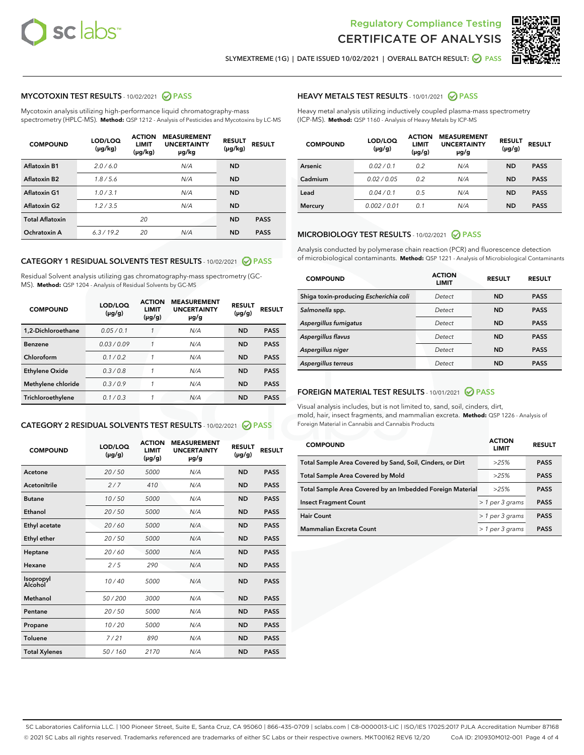# Regulatory Compliance Testing
# CERTIFICATE OF ANALYSIS

SLYMEXTREME (1G) | DATE ISSUED 10/02/2021 | OVERALL BATCH RESULT: PASS

## MYCOTOXIN TEST RESULTS - 10/02/2021 PASS

Mycotoxin analysis utilizing high-performance liquid chromatography-mass spectrometry (HPLC-MS). **Method:** QSP 1212 - Analysis of Pesticides and Mycotoxins by LC-MS

| COMPOUND | LOD/LOQ (µg/kg) | ACTION LIMIT (µg/kg) | MEASUREMENT UNCERTAINTY µg/kg | RESULT (µg/kg) | RESULT |
|---|---|---|---|---|---|
| Aflatoxin B1 | 2.0 / 6.0 | | N/A | ND | |
| Aflatoxin B2 | 1.8 / 5.6 | | N/A | ND | |
| Aflatoxin G1 | 1.0 / 3.1 | | N/A | ND | |
| Aflatoxin G2 | 1.2 / 3.5 | | N/A | ND | |
| Total Aflatoxin | | 20 | | ND | PASS |
| Ochratoxin A | 6.3 / 19.2 | 20 | N/A | ND | PASS |

## CATEGORY 1 RESIDUAL SOLVENTS TEST RESULTS - 10/02/2021 PASS

Residual Solvent analysis utilizing gas chromatography-mass spectrometry (GC-MS). **Method:** QSP 1204 - Analysis of Residual Solvents by GC-MS

| COMPOUND | LOD/LOQ (µg/g) | ACTION LIMIT (µg/g) | MEASUREMENT UNCERTAINTY µg/g | RESULT (µg/g) | RESULT |
|---|---|---|---|---|---|
| 1,2-Dichloroethane | 0.05 / 0.1 | 1 | N/A | ND | PASS |
| Benzene | 0.03 / 0.09 | 1 | N/A | ND | PASS |
| Chloroform | 0.1 / 0.2 | 1 | N/A | ND | PASS |
| Ethylene Oxide | 0.3 / 0.8 | 1 | N/A | ND | PASS |
| Methylene chloride | 0.3 / 0.9 | 1 | N/A | ND | PASS |
| Trichloroethylene | 0.1 / 0.3 | 1 | N/A | ND | PASS |

## CATEGORY 2 RESIDUAL SOLVENTS TEST RESULTS - 10/02/2021 PASS

| COMPOUND | LOD/LOQ (µg/g) | ACTION LIMIT (µg/g) | MEASUREMENT UNCERTAINTY µg/g | RESULT (µg/g) | RESULT |
|---|---|---|---|---|---|
| Acetone | 20 / 50 | 5000 | N/A | ND | PASS |
| Acetonitrile | 2 / 7 | 410 | N/A | ND | PASS |
| Butane | 10 / 50 | 5000 | N/A | ND | PASS |
| Ethanol | 20 / 50 | 5000 | N/A | ND | PASS |
| Ethyl acetate | 20 / 60 | 5000 | N/A | ND | PASS |
| Ethyl ether | 20 / 50 | 5000 | N/A | ND | PASS |
| Heptane | 20 / 60 | 5000 | N/A | ND | PASS |
| Hexane | 2 / 5 | 290 | N/A | ND | PASS |
| Isopropyl Alcohol | 10 / 40 | 5000 | N/A | ND | PASS |
| Methanol | 50 / 200 | 3000 | N/A | ND | PASS |
| Pentane | 20 / 50 | 5000 | N/A | ND | PASS |
| Propane | 10 / 20 | 5000 | N/A | ND | PASS |
| Toluene | 7 / 21 | 890 | N/A | ND | PASS |
| Total Xylenes | 50 / 160 | 2170 | N/A | ND | PASS |

## HEAVY METALS TEST RESULTS - 10/01/2021 PASS

Heavy metal analysis utilizing inductively coupled plasma-mass spectrometry (ICP-MS). **Method:** QSP 1160 - Analysis of Heavy Metals by ICP-MS

| COMPOUND | LOD/LOQ (µg/g) | ACTION LIMIT (µg/g) | MEASUREMENT UNCERTAINTY µg/g | RESULT (µg/g) | RESULT |
|---|---|---|---|---|---|
| Arsenic | 0.02 / 0.1 | 0.2 | N/A | ND | PASS |
| Cadmium | 0.02 / 0.05 | 0.2 | N/A | ND | PASS |
| Lead | 0.04 / 0.1 | 0.5 | N/A | ND | PASS |
| Mercury | 0.002 / 0.01 | 0.1 | N/A | ND | PASS |

## MICROBIOLOGY TEST RESULTS - 10/02/2021 PASS

Analysis conducted by polymerase chain reaction (PCR) and fluorescence detection of microbiological contaminants. **Method:** QSP 1221 - Analysis of Microbiological Contaminants

| COMPOUND | ACTION LIMIT | RESULT | RESULT |
|---|---|---|---|
| Shiga toxin-producing *Escherichia coli* | Detect | ND | PASS |
| *Salmonella* spp. | Detect | ND | PASS |
| *Aspergillus fumigatus* | Detect | ND | PASS |
| *Aspergillus flavus* | Detect | ND | PASS |
| *Aspergillus niger* | Detect | ND | PASS |
| *Aspergillus terreus* | Detect | ND | PASS |

## FOREIGN MATERIAL TEST RESULTS - 10/01/2021 PASS

Visual analysis includes, but is not limited to, sand, soil, cinders, dirt, mold, hair, insect fragments, and mammalian excreta. **Method:** QSP 1226 - Analysis of Foreign Material in Cannabis and Cannabis Products

| COMPOUND | ACTION LIMIT | RESULT |
|---|---|---|
| Total Sample Area Covered by Sand, Soil, Cinders, or Dirt | >25% | PASS |
| Total Sample Area Covered by Mold | >25% | PASS |
| Total Sample Area Covered by an Imbedded Foreign Material | >25% | PASS |
| Insect Fragment Count | > 1 per 3 grams | PASS |
| Hair Count | > 1 per 3 grams | PASS |
| Mammalian Excreta Count | > 1 per 3 grams | PASS |

SC Laboratories California LLC. | 100 Pioneer Street, Suite E, Santa Cruz, CA 95060 | 866-435-0709 | sclabs.com | C8-0000013-LIC | ISO/IES 17025:2017 PJLA Accreditation Number 87168
© 2021 SC Labs all rights reserved. Trademarks referenced are trademarks of either SC Labs or their respective owners. MKT00162 REV6 12/20 CoA ID: 210930M012-001